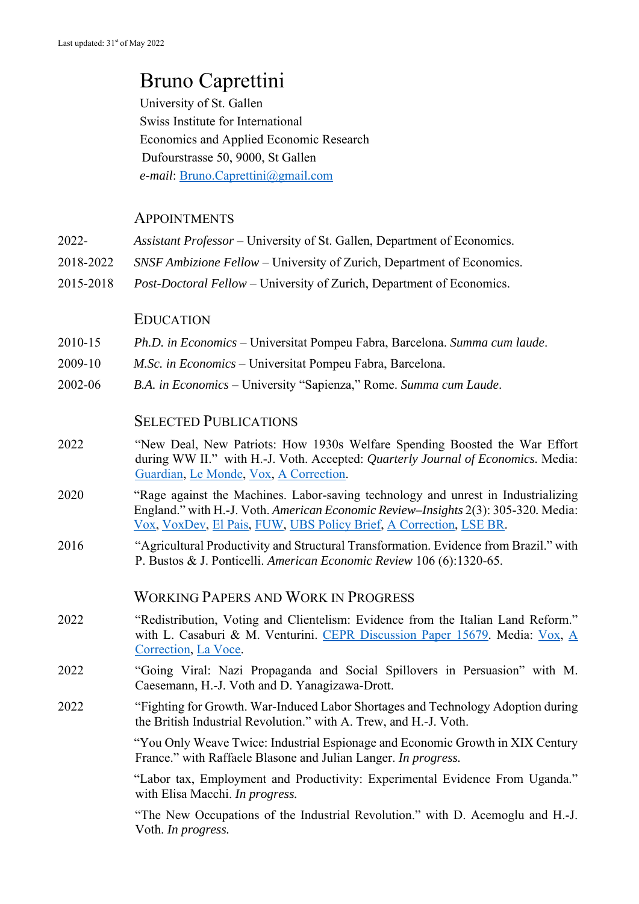Last updated: 31st of May 2022

# Bruno Caprettini

University of St. Gallen
Swiss Institute for International
Economics and Applied Economic Research
Dufourstrasse 50, 9000, St Gallen
*e-mail*: Bruno.Caprettini@gmail.com

## APPOINTMENTS

2022- *Assistant Professor* – University of St. Gallen, Department of Economics.

2018-2022 *SNSF Ambizione Fellow* – University of Zurich, Department of Economics.

2015-2018 *Post-Doctoral Fellow* – University of Zurich, Department of Economics.

## EDUCATION

2010-15 *Ph.D. in Economics* – Universitat Pompeu Fabra, Barcelona. *Summa cum laude*.

2009-10 *M.Sc. in Economics* – Universitat Pompeu Fabra, Barcelona.

2002-06 *B.A. in Economics* – University "Sapienza," Rome. *Summa cum Laude*.

## SELECTED PUBLICATIONS

2022 "New Deal, New Patriots: How 1930s Welfare Spending Boosted the War Effort during WW II." with H.-J. Voth. Accepted: *Quarterly Journal of Economics*. Media: Guardian, Le Monde, Vox, A Correction.

2020 "Rage against the Machines. Labor-saving technology and unrest in Industrializing England." with H.-J. Voth. *American Economic Review–Insights* 2(3): 305-320. Media: Vox, VoxDev, El Pais, FUW, UBS Policy Brief, A Correction, LSE BR.

2016 "Agricultural Productivity and Structural Transformation. Evidence from Brazil." with P. Bustos & J. Ponticelli. *American Economic Review* 106 (6):1320-65.

## WORKING PAPERS AND WORK IN PROGRESS

2022 "Redistribution, Voting and Clientelism: Evidence from the Italian Land Reform." with L. Casaburi & M. Venturini. CEPR Discussion Paper 15679. Media: Vox, A Correction, La Voce.

2022 "Going Viral: Nazi Propaganda and Social Spillovers in Persuasion" with M. Caesemann, H.-J. Voth and D. Yanagizawa-Drott.

2022 "Fighting for Growth. War-Induced Labor Shortages and Technology Adoption during the British Industrial Revolution." with A. Trew, and H.-J. Voth.

"You Only Weave Twice: Industrial Espionage and Economic Growth in XIX Century France." with Raffaele Blasone and Julian Langer. *In progress.*

"Labor tax, Employment and Productivity: Experimental Evidence From Uganda." with Elisa Macchi. *In progress.*

"The New Occupations of the Industrial Revolution." with D. Acemoglu and H.-J. Voth. *In progress.*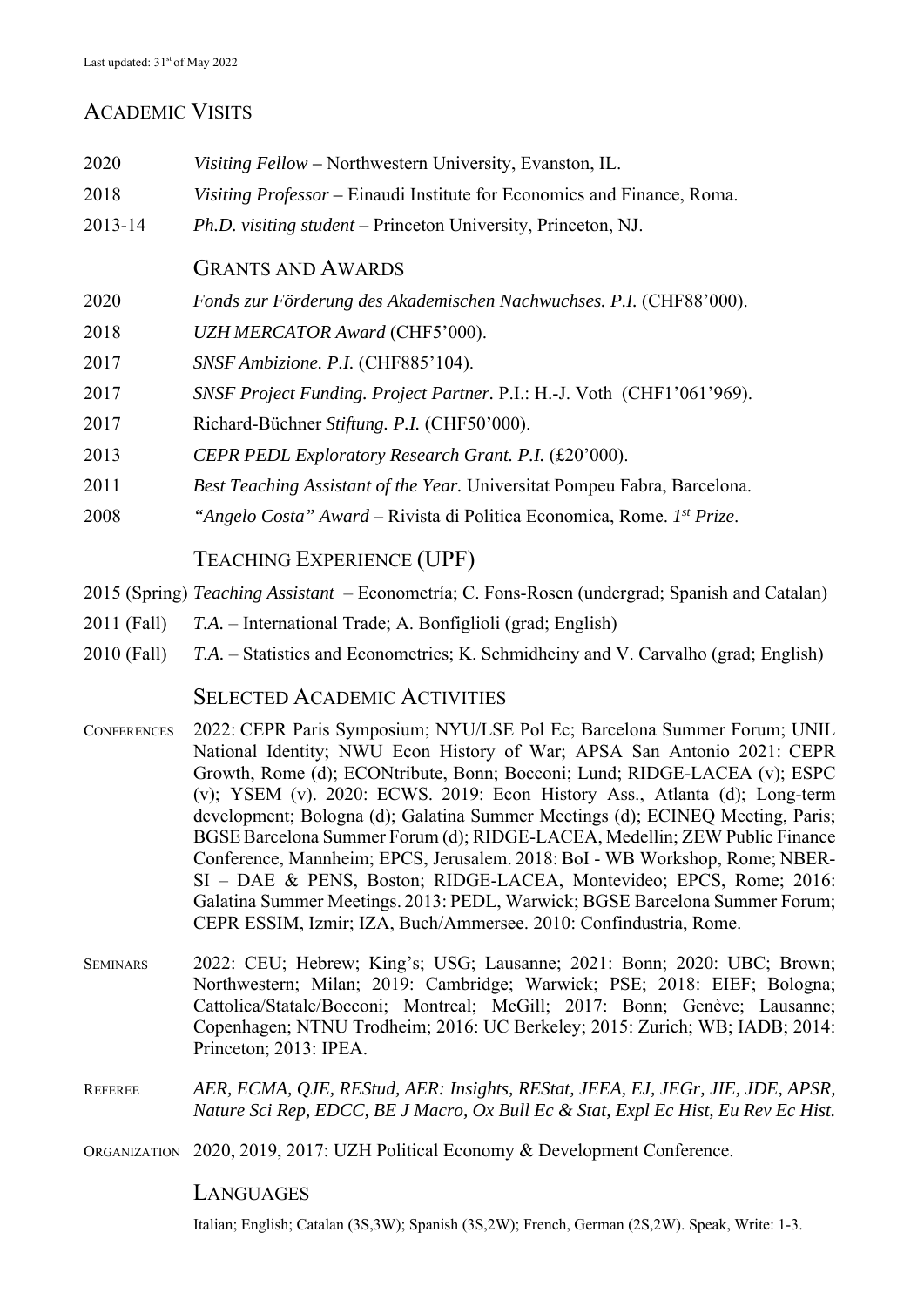Last updated: 31st of May 2022

## Academic Visits

2020 *Visiting Fellow* – Northwestern University, Evanston, IL.

2018 *Visiting Professor* – Einaudi Institute for Economics and Finance, Roma.

2013-14 *Ph.D. visiting student* – Princeton University, Princeton, NJ.

## Grants and Awards

2020 *Fonds zur Förderung des Akademischen Nachwuchses. P.I.* (CHF88'000).

2018 *UZH MERCATOR Award* (CHF5'000).

2017 *SNSF Ambizione. P.I.* (CHF885'104).

2017 *SNSF Project Funding. Project Partner.* P.I.: H.-J. Voth (CHF1'061'969).

2017 Richard-Büchner *Stiftung. P.I.* (CHF50'000).

2013 *CEPR PEDL Exploratory Research Grant. P.I.* (£20'000).

2011 *Best Teaching Assistant of the Year.* Universitat Pompeu Fabra, Barcelona.

2008 *"Angelo Costa" Award* – Rivista di Politica Economica, Rome. *1st Prize*.

## Teaching Experience (UPF)

2015 (Spring) *Teaching Assistant* – Econometría; C. Fons-Rosen (undergrad; Spanish and Catalan)

2011 (Fall) *T.A.* – International Trade; A. Bonfiglioli (grad; English)

2010 (Fall) *T.A.* – Statistics and Econometrics; K. Schmidheiny and V. Carvalho (grad; English)

## Selected Academic Activities

**Conferences** 2022: CEPR Paris Symposium; NYU/LSE Pol Ec; Barcelona Summer Forum; UNIL National Identity; NWU Econ History of War; APSA San Antonio 2021: CEPR Growth, Rome (d); ECONtribute, Bonn; Bocconi; Lund; RIDGE-LACEA (v); ESPC (v); YSEM (v). 2020: ECWS. 2019: Econ History Ass., Atlanta (d); Long-term development; Bologna (d); Galatina Summer Meetings (d); ECINEQ Meeting, Paris; BGSE Barcelona Summer Forum (d); RIDGE-LACEA, Medellin; ZEW Public Finance Conference, Mannheim; EPCS, Jerusalem. 2018: BoI - WB Workshop, Rome; NBER-SI – DAE & PENS, Boston; RIDGE-LACEA, Montevideo; EPCS, Rome; 2016: Galatina Summer Meetings. 2013: PEDL, Warwick; BGSE Barcelona Summer Forum; CEPR ESSIM, Izmir; IZA, Buch/Ammersee. 2010: Confindustria, Rome.

**Seminars** 2022: CEU; Hebrew; King's; USG; Lausanne; 2021: Bonn; 2020: UBC; Brown; Northwestern; Milan; 2019: Cambridge; Warwick; PSE; 2018: EIEF; Bologna; Cattolica/Statale/Bocconi; Montreal; McGill; 2017: Bonn; Genève; Lausanne; Copenhagen; NTNU Trodheim; 2016: UC Berkeley; 2015: Zurich; WB; IADB; 2014: Princeton; 2013: IPEA.

**Referee** *AER, ECMA, QJE, REStud, AER: Insights, REStat, JEEA, EJ, JEGr, JIE, JDE, APSR, Nature Sci Rep, EDCC, BE J Macro, Ox Bull Ec & Stat, Expl Ec Hist, Eu Rev Ec Hist.*

**Organization** 2020, 2019, 2017: UZH Political Economy & Development Conference.

## Languages

Italian; English; Catalan (3S,3W); Spanish (3S,2W); French, German (2S,2W). Speak, Write: 1-3.